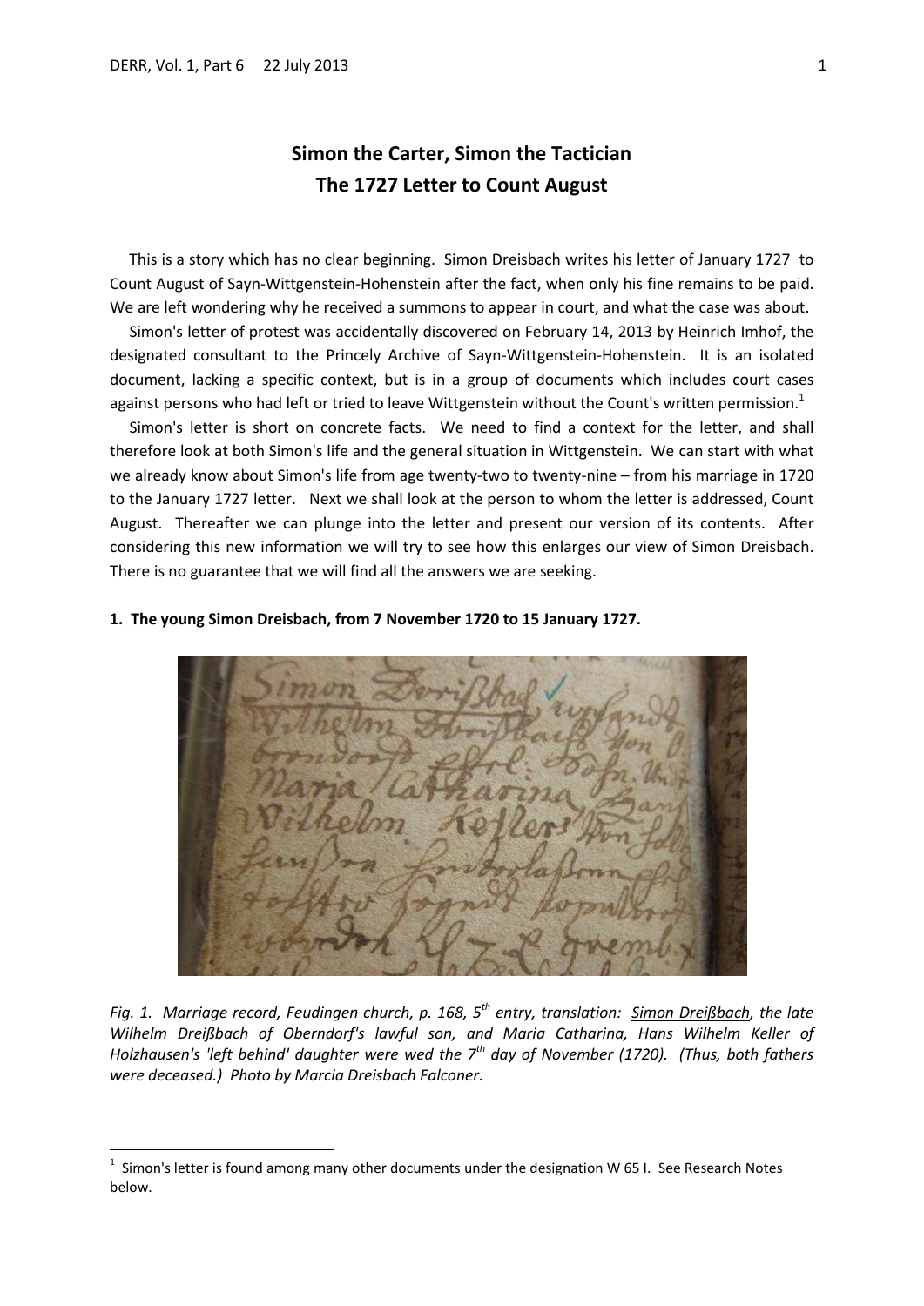# Simon the Carter, Simon the Tactician
## The 1727 Letter to Count August

This is a story which has no clear beginning. Simon Dreisbach writes his letter of January 1727 to Count August of Sayn-Wittgenstein-Hohenstein after the fact, when only his fine remains to be paid. We are left wondering why he received a summons to appear in court, and what the case was about.

Simon's letter of protest was accidentally discovered on February 14, 2013 by Heinrich Imhof, the designated consultant to the Princely Archive of Sayn-Wittgenstein-Hohenstein. It is an isolated document, lacking a specific context, but is in a group of documents which includes court cases against persons who had left or tried to leave Wittgenstein without the Count's written permission.[1]

Simon's letter is short on concrete facts. We need to find a context for the letter, and shall therefore look at both Simon's life and the general situation in Wittgenstein. We can start with what we already know about Simon's life from age twenty-two to twenty-nine – from his marriage in 1720 to the January 1727 letter. Next we shall look at the person to whom the letter is addressed, Count August. Thereafter we can plunge into the letter and present our version of its contents. After considering this new information we will try to see how this enlarges our view of Simon Dreisbach. There is no guarantee that we will find all the answers we are seeking.

### 1. The young Simon Dreisbach, from 7 November 1720 to 15 January 1727.

*Fig. 1. Marriage record, Feudingen church, p. 168, 5th entry, translation: Simon Dreißbach, the late Wilhelm Dreißbach of Oberndorf's lawful son, and Maria Catharina, Hans Wilhelm Keller of Holzhausen's 'left behind' daughter were wed the 7th day of November (1720). (Thus, both fathers were deceased.) Photo by Marcia Dreisbach Falconer.*

[1] Simon's letter is found among many other documents under the designation W 65 I. See Research Notes below.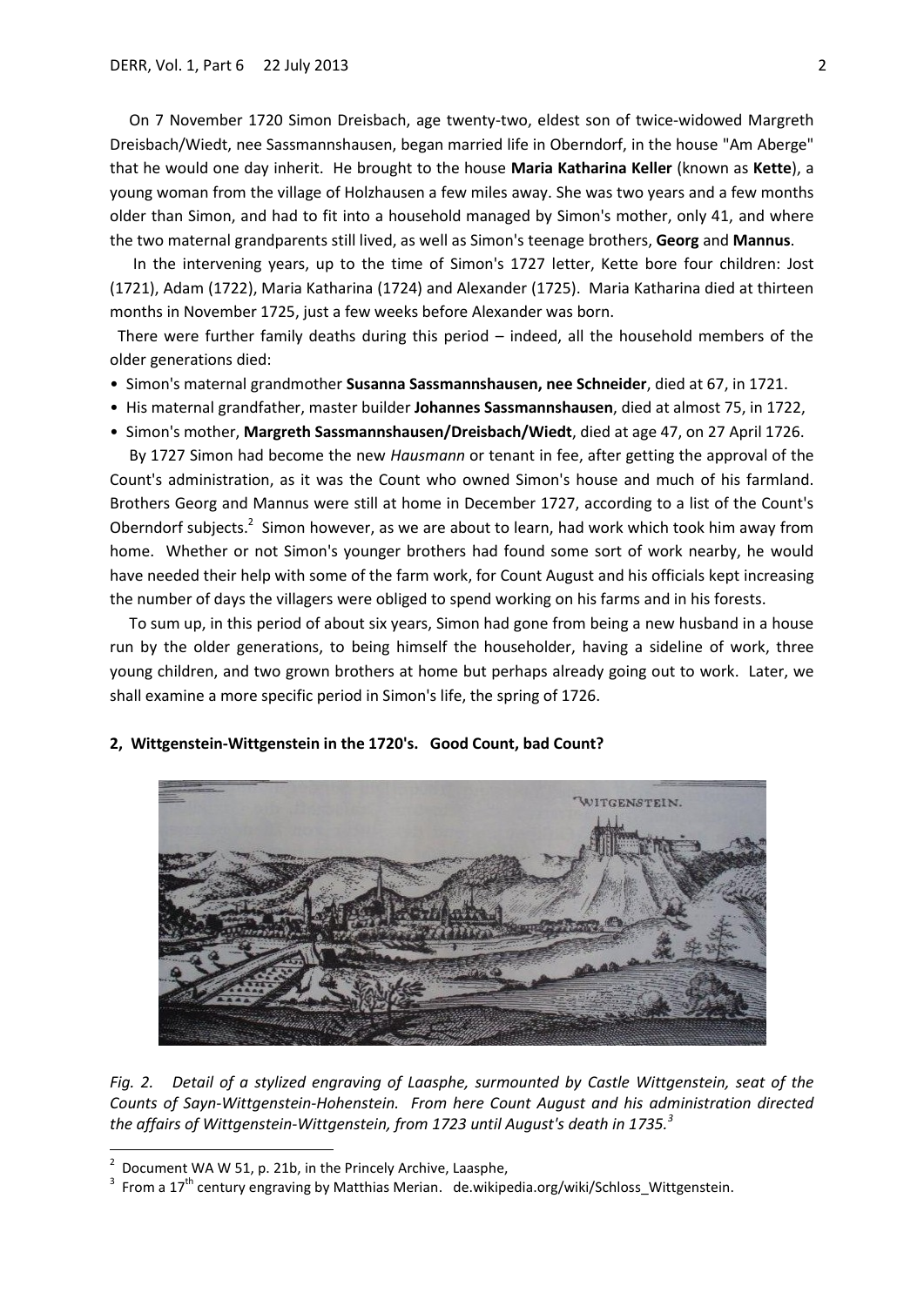On 7 November 1720 Simon Dreisbach, age twenty-two, eldest son of twice-widowed Margreth Dreisbach/Wiedt, nee Sassmannshausen, began married life in Oberndorf, in the house "Am Aberge" that he would one day inherit. He brought to the house **Maria Katharina Keller** (known as **Kette**), a young woman from the village of Holzhausen a few miles away. She was two years and a few months older than Simon, and had to fit into a household managed by Simon's mother, only 41, and where the two maternal grandparents still lived, as well as Simon's teenage brothers, **Georg** and **Mannus**.

In the intervening years, up to the time of Simon's 1727 letter, Kette bore four children: Jost (1721), Adam (1722), Maria Katharina (1724) and Alexander (1725). Maria Katharina died at thirteen months in November 1725, just a few weeks before Alexander was born.

There were further family deaths during this period – indeed, all the household members of the older generations died:

- Simon's maternal grandmother **Susanna Sassmannshausen, nee Schneider**, died at 67, in 1721.
- His maternal grandfather, master builder **Johannes Sassmannshausen**, died at almost 75, in 1722,
- Simon's mother, **Margreth Sassmannshausen/Dreisbach/Wiedt**, died at age 47, on 27 April 1726.

By 1727 Simon had become the new *Hausmann* or tenant in fee, after getting the approval of the Count's administration, as it was the Count who owned Simon's house and much of his farmland. Brothers Georg and Mannus were still at home in December 1727, according to a list of the Count's Oberndorf subjects.[2] Simon however, as we are about to learn, had work which took him away from home. Whether or not Simon's younger brothers had found some sort of work nearby, he would have needed their help with some of the farm work, for Count August and his officials kept increasing the number of days the villagers were obliged to spend working on his farms and in his forests.

To sum up, in this period of about six years, Simon had gone from being a new husband in a house run by the older generations, to being himself the householder, having a sideline of work, three young children, and two grown brothers at home but perhaps already going out to work. Later, we shall examine a more specific period in Simon's life, the spring of 1726.

## 2, Wittgenstein-Wittgenstein in the 1720's. Good Count, bad Count?

*Fig. 2. Detail of a stylized engraving of Laasphe, surmounted by Castle Wittgenstein, seat of the Counts of Sayn-Wittgenstein-Hohenstein. From here Count August and his administration directed the affairs of Wittgenstein-Wittgenstein, from 1723 until August's death in 1735.[3]*

---

[2] Document WA W 51, p. 21b, in the Princely Archive, Laasphe,

[3] From a 17th century engraving by Matthias Merian. de.wikipedia.org/wiki/Schloss_Wittgenstein.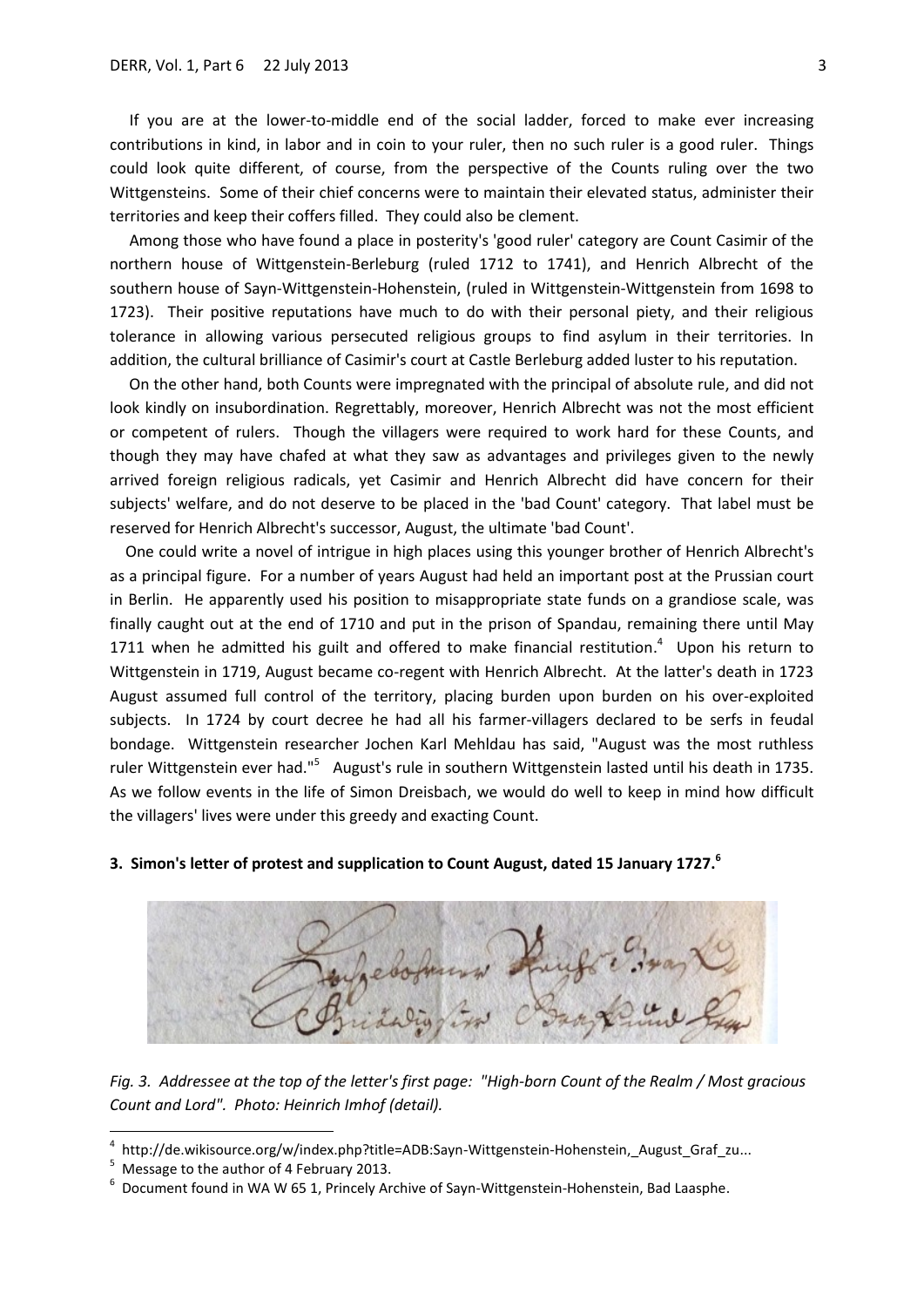If you are at the lower-to-middle end of the social ladder, forced to make ever increasing contributions in kind, in labor and in coin to your ruler, then no such ruler is a good ruler. Things could look quite different, of course, from the perspective of the Counts ruling over the two Wittgensteins. Some of their chief concerns were to maintain their elevated status, administer their territories and keep their coffers filled. They could also be clement.

Among those who have found a place in posterity's 'good ruler' category are Count Casimir of the northern house of Wittgenstein-Berleburg (ruled 1712 to 1741), and Henrich Albrecht of the southern house of Sayn-Wittgenstein-Hohenstein, (ruled in Wittgenstein-Wittgenstein from 1698 to 1723). Their positive reputations have much to do with their personal piety, and their religious tolerance in allowing various persecuted religious groups to find asylum in their territories. In addition, the cultural brilliance of Casimir's court at Castle Berleburg added luster to his reputation.

On the other hand, both Counts were impregnated with the principal of absolute rule, and did not look kindly on insubordination. Regrettably, moreover, Henrich Albrecht was not the most efficient or competent of rulers. Though the villagers were required to work hard for these Counts, and though they may have chafed at what they saw as advantages and privileges given to the newly arrived foreign religious radicals, yet Casimir and Henrich Albrecht did have concern for their subjects' welfare, and do not deserve to be placed in the 'bad Count' category. That label must be reserved for Henrich Albrecht's successor, August, the ultimate 'bad Count'.

One could write a novel of intrigue in high places using this younger brother of Henrich Albrecht's as a principal figure. For a number of years August had held an important post at the Prussian court in Berlin. He apparently used his position to misappropriate state funds on a grandiose scale, was finally caught out at the end of 1710 and put in the prison of Spandau, remaining there until May 1711 when he admitted his guilt and offered to make financial restitution.[4] Upon his return to Wittgenstein in 1719, August became co-regent with Henrich Albrecht. At the latter's death in 1723 August assumed full control of the territory, placing burden upon burden on his over-exploited subjects. In 1724 by court decree he had all his farmer-villagers declared to be serfs in feudal bondage. Wittgenstein researcher Jochen Karl Mehldau has said, "August was the most ruthless ruler Wittgenstein ever had."[5] August's rule in southern Wittgenstein lasted until his death in 1735. As we follow events in the life of Simon Dreisbach, we would do well to keep in mind how difficult the villagers' lives were under this greedy and exacting Count.

### 3. Simon's letter of protest and supplication to Count August, dated 15 January 1727.[6]

*Fig. 3. Addressee at the top of the letter's first page: "High-born Count of the Realm / Most gracious Count and Lord". Photo: Heinrich Imhof (detail).*

---

[4] http://de.wikisource.org/w/index.php?title=ADB:Sayn-Wittgenstein-Hohenstein,_August_Graf_zu...

[5] Message to the author of 4 February 2013.

[6] Document found in WA W 65 1, Princely Archive of Sayn-Wittgenstein-Hohenstein, Bad Laasphe.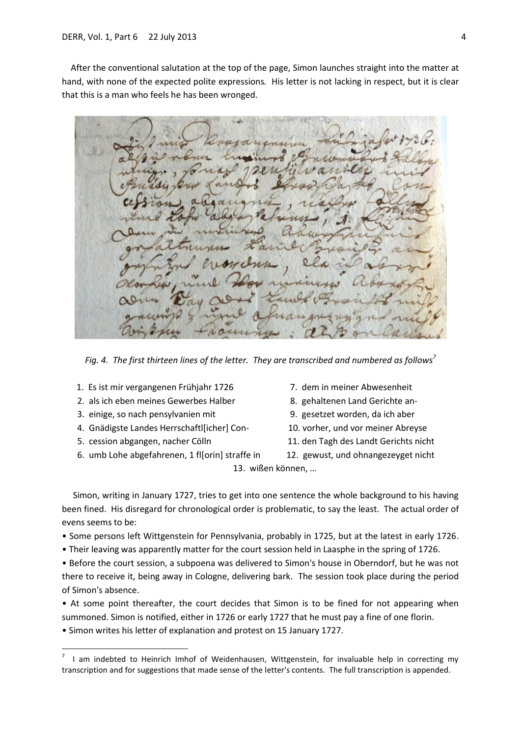After the conventional salutation at the top of the page, Simon launches straight into the matter at hand, with none of the expected polite expressions. His letter is not lacking in respect, but it is clear that this is a man who feels he has been wronged.

*Fig. 4. The first thirteen lines of the letter. They are transcribed and numbered as follows*[7]

1. Es ist mir vergangenen Frühjahr 1726
2. als ich eben meines Gewerbes Halber
3. einige, so nach pensylvanien mit
4. Gnädigste Landes Herrschaftl[icher] Con-
5. cession abgangen, nacher Cölln
6. umb Lohe abgefahrenen, 1 fl[orin] straffe in
7. dem in meiner Abwesenheit
8. gehaltenen Land Gerichte an-
9. gesetzet worden, da ich aber
10. vorher, und vor meiner Abreyse
11. den Tagh des Landt Gerichts nicht
12. gewust, und ohnangezeyget nicht
13. wißen können, …

Simon, writing in January 1727, tries to get into one sentence the whole background to his having been fined. His disregard for chronological order is problematic, to say the least. The actual order of evens seems to be:

- Some persons left Wittgenstein for Pennsylvania, probably in 1725, but at the latest in early 1726.
- Their leaving was apparently matter for the court session held in Laasphe in the spring of 1726.
- Before the court session, a subpoena was delivered to Simon's house in Oberndorf, but he was not there to receive it, being away in Cologne, delivering bark. The session took place during the period of Simon's absence.
- At some point thereafter, the court decides that Simon is to be fined for not appearing when summoned. Simon is notified, either in 1726 or early 1727 that he must pay a fine of one florin.
- Simon writes his letter of explanation and protest on 15 January 1727.

[7] I am indebted to Heinrich Imhof of Weidenhausen, Wittgenstein, for invaluable help in correcting my transcription and for suggestions that made sense of the letter's contents. The full transcription is appended.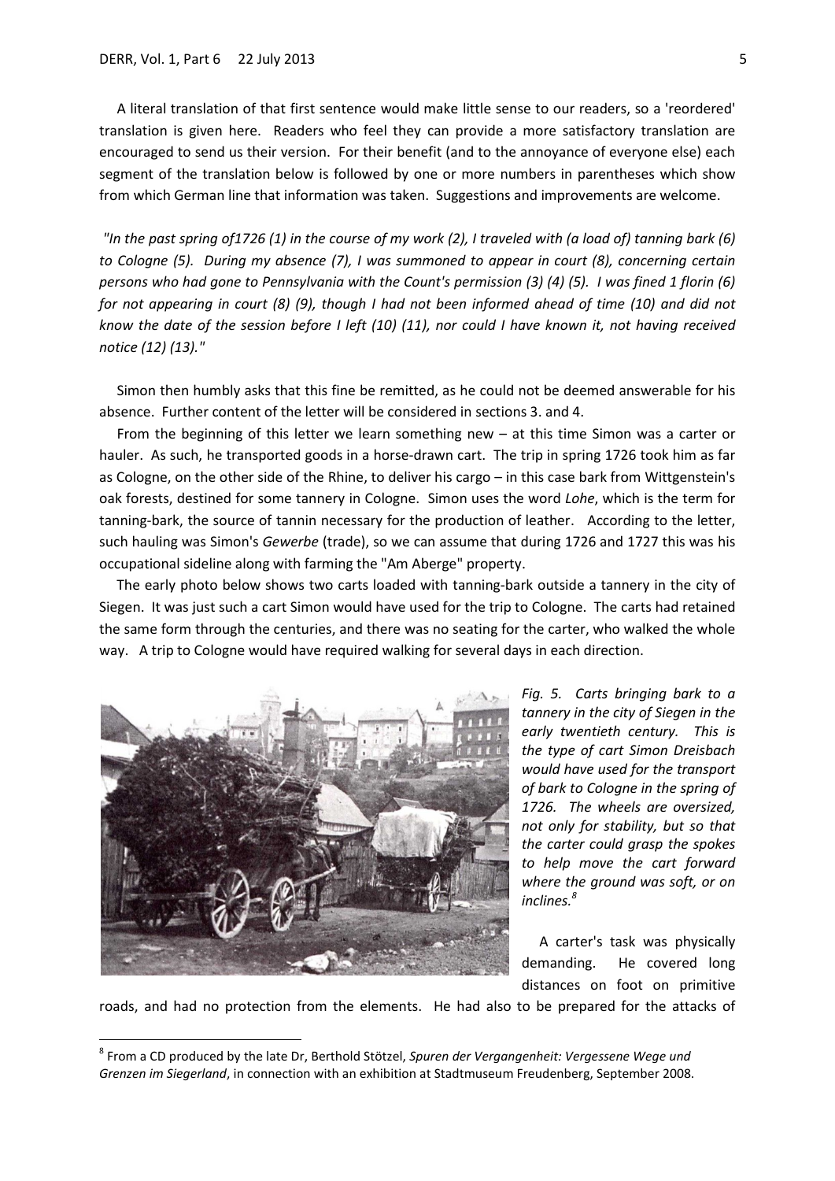A literal translation of that first sentence would make little sense to our readers, so a 'reordered' translation is given here. Readers who feel they can provide a more satisfactory translation are encouraged to send us their version. For their benefit (and to the annoyance of everyone else) each segment of the translation below is followed by one or more numbers in parentheses which show from which German line that information was taken. Suggestions and improvements are welcome.

*"In the past spring of1726 (1) in the course of my work (2), I traveled with (a load of) tanning bark (6) to Cologne (5). During my absence (7), I was summoned to appear in court (8), concerning certain persons who had gone to Pennsylvania with the Count's permission (3) (4) (5). I was fined 1 florin (6) for not appearing in court (8) (9), though I had not been informed ahead of time (10) and did not know the date of the session before I left (10) (11), nor could I have known it, not having received notice (12) (13)."*

Simon then humbly asks that this fine be remitted, as he could not be deemed answerable for his absence. Further content of the letter will be considered in sections 3. and 4.

From the beginning of this letter we learn something new – at this time Simon was a carter or hauler. As such, he transported goods in a horse-drawn cart. The trip in spring 1726 took him as far as Cologne, on the other side of the Rhine, to deliver his cargo – in this case bark from Wittgenstein's oak forests, destined for some tannery in Cologne. Simon uses the word *Lohe*, which is the term for tanning-bark, the source of tannin necessary for the production of leather. According to the letter, such hauling was Simon's *Gewerbe* (trade), so we can assume that during 1726 and 1727 this was his occupational sideline along with farming the "Am Aberge" property.

The early photo below shows two carts loaded with tanning-bark outside a tannery in the city of Siegen. It was just such a cart Simon would have used for the trip to Cologne. The carts had retained the same form through the centuries, and there was no seating for the carter, who walked the whole way. A trip to Cologne would have required walking for several days in each direction.

*Fig. 5. Carts bringing bark to a tannery in the city of Siegen in the early twentieth century. This is the type of cart Simon Dreisbach would have used for the transport of bark to Cologne in the spring of 1726. The wheels are oversized, not only for stability, but so that the carter could grasp the spokes to help move the cart forward where the ground was soft, or on inclines.*[8]

A carter's task was physically demanding. He covered long distances on foot on primitive roads, and had no protection from the elements. He had also to be prepared for the attacks of

[8] From a CD produced by the late Dr, Berthold Stötzel, *Spuren der Vergangenheit: Vergessene Wege und Grenzen im Siegerland*, in connection with an exhibition at Stadtmuseum Freudenberg, September 2008.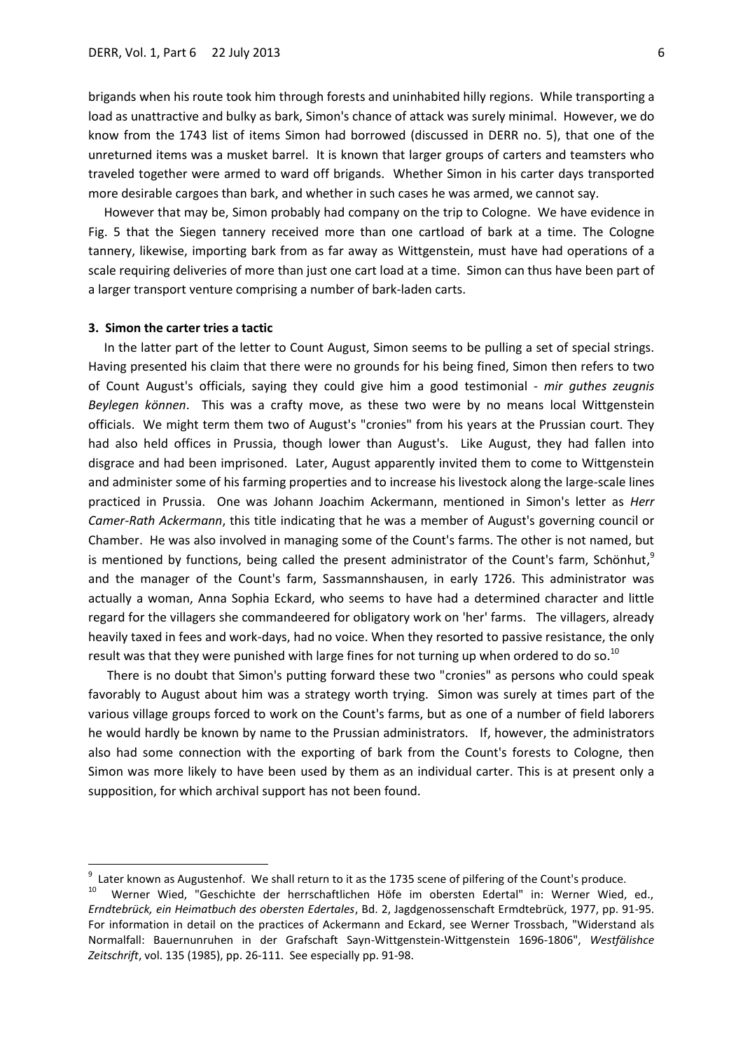brigands when his route took him through forests and uninhabited hilly regions. While transporting a load as unattractive and bulky as bark, Simon's chance of attack was surely minimal. However, we do know from the 1743 list of items Simon had borrowed (discussed in DERR no. 5), that one of the unreturned items was a musket barrel. It is known that larger groups of carters and teamsters who traveled together were armed to ward off brigands. Whether Simon in his carter days transported more desirable cargoes than bark, and whether in such cases he was armed, we cannot say.

However that may be, Simon probably had company on the trip to Cologne. We have evidence in Fig. 5 that the Siegen tannery received more than one cartload of bark at a time. The Cologne tannery, likewise, importing bark from as far away as Wittgenstein, must have had operations of a scale requiring deliveries of more than just one cart load at a time. Simon can thus have been part of a larger transport venture comprising a number of bark-laden carts.

### 3. Simon the carter tries a tactic

In the latter part of the letter to Count August, Simon seems to be pulling a set of special strings. Having presented his claim that there were no grounds for his being fined, Simon then refers to two of Count August's officials, saying they could give him a good testimonial - *mir guthes zeugnis Beylegen können*. This was a crafty move, as these two were by no means local Wittgenstein officials. We might term them two of August's "cronies" from his years at the Prussian court. They had also held offices in Prussia, though lower than August's. Like August, they had fallen into disgrace and had been imprisoned. Later, August apparently invited them to come to Wittgenstein and administer some of his farming properties and to increase his livestock along the large-scale lines practiced in Prussia. One was Johann Joachim Ackermann, mentioned in Simon's letter as *Herr Camer-Rath Ackermann*, this title indicating that he was a member of August's governing council or Chamber. He was also involved in managing some of the Count's farms. The other is not named, but is mentioned by functions, being called the present administrator of the Count's farm, Schönhut,[9] and the manager of the Count's farm, Sassmannshausen, in early 1726. This administrator was actually a woman, Anna Sophia Eckard, who seems to have had a determined character and little regard for the villagers she commandeered for obligatory work on 'her' farms. The villagers, already heavily taxed in fees and work-days, had no voice. When they resorted to passive resistance, the only result was that they were punished with large fines for not turning up when ordered to do so.[10]

There is no doubt that Simon's putting forward these two "cronies" as persons who could speak favorably to August about him was a strategy worth trying. Simon was surely at times part of the various village groups forced to work on the Count's farms, but as one of a number of field laborers he would hardly be known by name to the Prussian administrators. If, however, the administrators also had some connection with the exporting of bark from the Count's forests to Cologne, then Simon was more likely to have been used by them as an individual carter. This is at present only a supposition, for which archival support has not been found.

---

[9] Later known as Augustenhof. We shall return to it as the 1735 scene of pilfering of the Count's produce.

[10] Werner Wied, "Geschichte der herrschaftlichen Höfe im obersten Edertal" in: Werner Wied, ed., *Erndtebrück, ein Heimatbuch des obersten Edertales*, Bd. 2, Jagdgenossenschaft Ermdtebrück, 1977, pp. 91-95. For information in detail on the practices of Ackermann and Eckard, see Werner Trossbach, "Widerstand als Normalfall: Bauernunruhen in der Grafschaft Sayn-Wittgenstein-Wittgenstein 1696-1806", *Westfälishce Zeitschrift*, vol. 135 (1985), pp. 26-111. See especially pp. 91-98.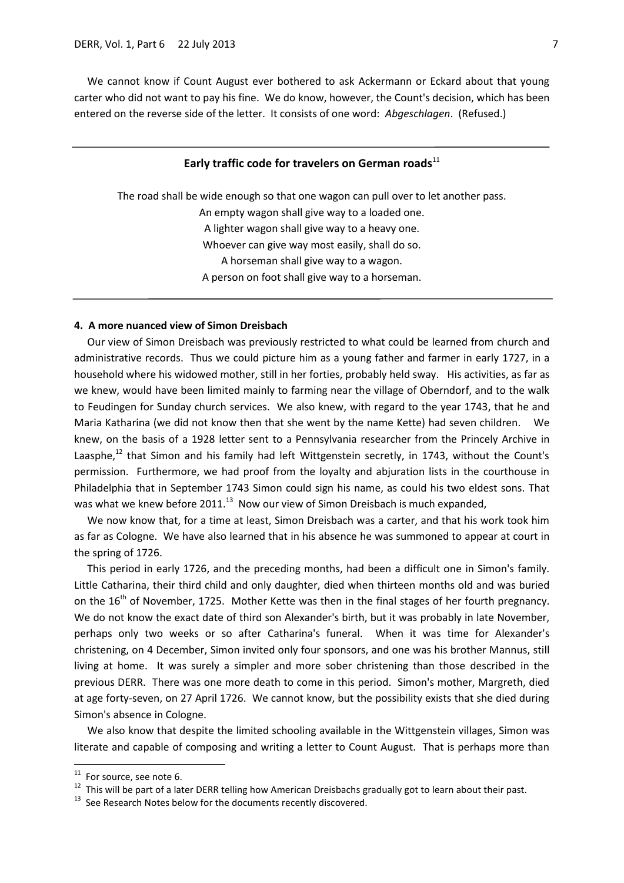We cannot know if Count August ever bothered to ask Ackermann or Eckard about that young carter who did not want to pay his fine. We do know, however, the Count's decision, which has been entered on the reverse side of the letter. It consists of one word: *Abgeschlagen*. (Refused.)

---

**Early traffic code for travelers on German roads**[11]

The road shall be wide enough so that one wagon can pull over to let another pass.
An empty wagon shall give way to a loaded one.
A lighter wagon shall give way to a heavy one.
Whoever can give way most easily, shall do so.
A horseman shall give way to a wagon.
A person on foot shall give way to a horseman.

---

#### 4. A more nuanced view of Simon Dreisbach

Our view of Simon Dreisbach was previously restricted to what could be learned from church and administrative records. Thus we could picture him as a young father and farmer in early 1727, in a household where his widowed mother, still in her forties, probably held sway. His activities, as far as we knew, would have been limited mainly to farming near the village of Oberndorf, and to the walk to Feudingen for Sunday church services. We also knew, with regard to the year 1743, that he and Maria Katharina (we did not know then that she went by the name Kette) had seven children. We knew, on the basis of a 1928 letter sent to a Pennsylvania researcher from the Princely Archive in Laasphe,[12] that Simon and his family had left Wittgenstein secretly, in 1743, without the Count's permission. Furthermore, we had proof from the loyalty and abjuration lists in the courthouse in Philadelphia that in September 1743 Simon could sign his name, as could his two eldest sons. That was what we knew before 2011.[13] Now our view of Simon Dreisbach is much expanded,

We now know that, for a time at least, Simon Dreisbach was a carter, and that his work took him as far as Cologne. We have also learned that in his absence he was summoned to appear at court in the spring of 1726.

This period in early 1726, and the preceding months, had been a difficult one in Simon's family. Little Catharina, their third child and only daughter, died when thirteen months old and was buried on the 16th of November, 1725. Mother Kette was then in the final stages of her fourth pregnancy. We do not know the exact date of third son Alexander's birth, but it was probably in late November, perhaps only two weeks or so after Catharina's funeral. When it was time for Alexander's christening, on 4 December, Simon invited only four sponsors, and one was his brother Mannus, still living at home. It was surely a simpler and more sober christening than those described in the previous DERR. There was one more death to come in this period. Simon's mother, Margreth, died at age forty-seven, on 27 April 1726. We cannot know, but the possibility exists that she died during Simon's absence in Cologne.

We also know that despite the limited schooling available in the Wittgenstein villages, Simon was literate and capable of composing and writing a letter to Count August. That is perhaps more than

---

[11] For source, see note 6.

[12] This will be part of a later DERR telling how American Dreisbachs gradually got to learn about their past.

[13] See Research Notes below for the documents recently discovered.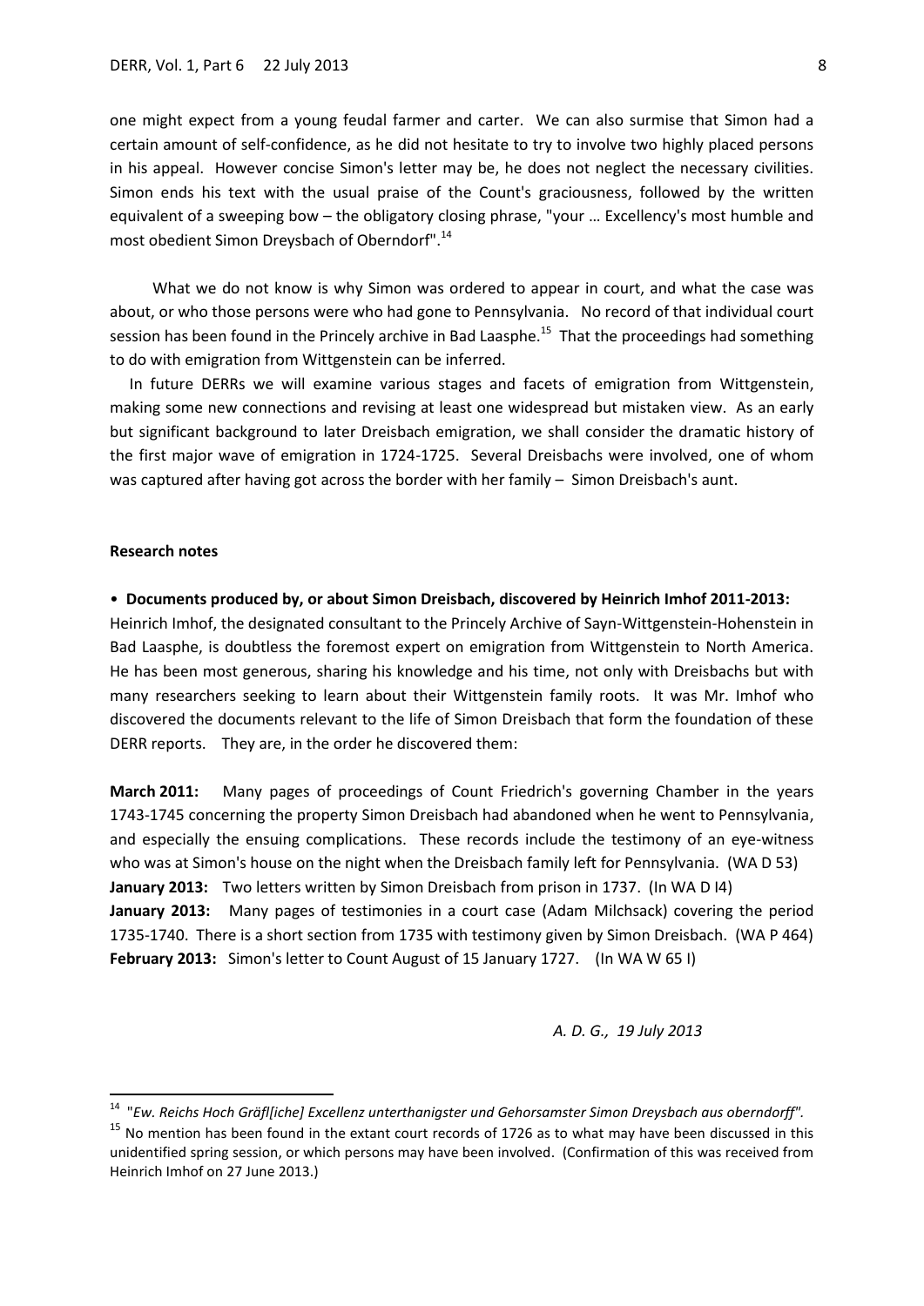one might expect from a young feudal farmer and carter. We can also surmise that Simon had a certain amount of self-confidence, as he did not hesitate to try to involve two highly placed persons in his appeal. However concise Simon's letter may be, he does not neglect the necessary civilities. Simon ends his text with the usual praise of the Count's graciousness, followed by the written equivalent of a sweeping bow – the obligatory closing phrase, "your … Excellency's most humble and most obedient Simon Dreysbach of Oberndorf".[14]

What we do not know is why Simon was ordered to appear in court, and what the case was about, or who those persons were who had gone to Pennsylvania. No record of that individual court session has been found in the Princely archive in Bad Laasphe.[15] That the proceedings had something to do with emigration from Wittgenstein can be inferred.

In future DERRs we will examine various stages and facets of emigration from Wittgenstein, making some new connections and revising at least one widespread but mistaken view. As an early but significant background to later Dreisbach emigration, we shall consider the dramatic history of the first major wave of emigration in 1724-1725. Several Dreisbachs were involved, one of whom was captured after having got across the border with her family – Simon Dreisbach's aunt.

**Research notes**

• **Documents produced by, or about Simon Dreisbach, discovered by Heinrich Imhof 2011-2013:**
Heinrich Imhof, the designated consultant to the Princely Archive of Sayn-Wittgenstein-Hohenstein in Bad Laasphe, is doubtless the foremost expert on emigration from Wittgenstein to North America. He has been most generous, sharing his knowledge and his time, not only with Dreisbachs but with many researchers seeking to learn about their Wittgenstein family roots. It was Mr. Imhof who discovered the documents relevant to the life of Simon Dreisbach that form the foundation of these DERR reports. They are, in the order he discovered them:

**March 2011:** Many pages of proceedings of Count Friedrich's governing Chamber in the years 1743-1745 concerning the property Simon Dreisbach had abandoned when he went to Pennsylvania, and especially the ensuing complications. These records include the testimony of an eye-witness who was at Simon's house on the night when the Dreisbach family left for Pennsylvania. (WA D 53)
**January 2013:** Two letters written by Simon Dreisbach from prison in 1737. (In WA D I4)
**January 2013:** Many pages of testimonies in a court case (Adam Milchsack) covering the period 1735-1740. There is a short section from 1735 with testimony given by Simon Dreisbach. (WA P 464)
**February 2013:** Simon's letter to Count August of 15 January 1727. (In WA W 65 I)

*A. D. G., 19 July 2013*

---

[14] "*Ew. Reichs Hoch Gräfl[iche] Excellenz unterthanigster und Gehorsamster Simon Dreysbach aus oberndorff".*

[15] No mention has been found in the extant court records of 1726 as to what may have been discussed in this unidentified spring session, or which persons may have been involved. (Confirmation of this was received from Heinrich Imhof on 27 June 2013.)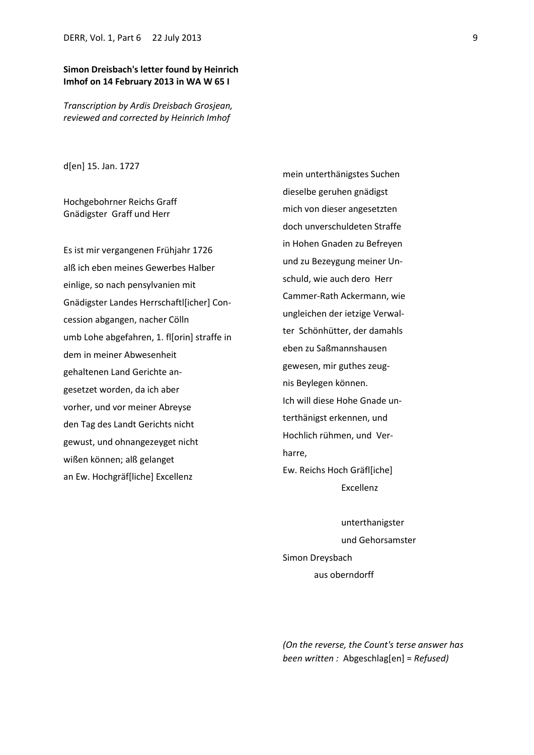**Simon Dreisbach's letter found by Heinrich Imhof on 14 February 2013 in WA W 65 I**

*Transcription by Ardis Dreisbach Grosjean, reviewed and corrected by Heinrich Imhof*

d[en] 15. Jan. 1727

Hochgebohrner Reichs Graff
Gnädigster Graff und Herr

Es ist mir vergangenen Frühjahr 1726
alß ich eben meines Gewerbes Halber
einlige, so nach pensylvanien mit
Gnädigster Landes Herrschaftl[icher] Con-
cession abgangen, nacher Cölln
umb Lohe abgefahren, 1. fl[orin] straffe in
dem in meiner Abwesenheit
gehaltenen Land Gerichte an-
gesetzet worden, da ich aber
vorher, und vor meiner Abreyse
den Tag des Landt Gerichts nicht
gewust, und ohnangezeyget nicht
wißen können; alß gelanget
an Ew. Hochgräf[liche] Excellenz
mein unterthänigstes Suchen
dieselbe geruhen gnädigst
mich von dieser angesetzten
doch unverschuldeten Straffe
in Hohen Gnaden zu Befreyen
und zu Bezeygung meiner Un-
schuld, wie auch dero Herr
Cammer-Rath Ackermann, wie
ungleichen der ietzige Verwal-
ter Schönhütter, der damahls
eben zu Saßmannshausen
gewesen, mir guthes zeug-
nis Beylegen können.
Ich will diese Hohe Gnade un-
terthänigst erkennen, und
Hochlich rühmen, und Ver-
harre,
Ew. Reichs Hoch Gräfl[iche]
Excellenz

unterthanigster
und Gehorsamster
Simon Dreysbach
aus oberndorff

*(On the reverse, the Count's terse answer has been written :* Abgeschlag[en] = *Refused)*